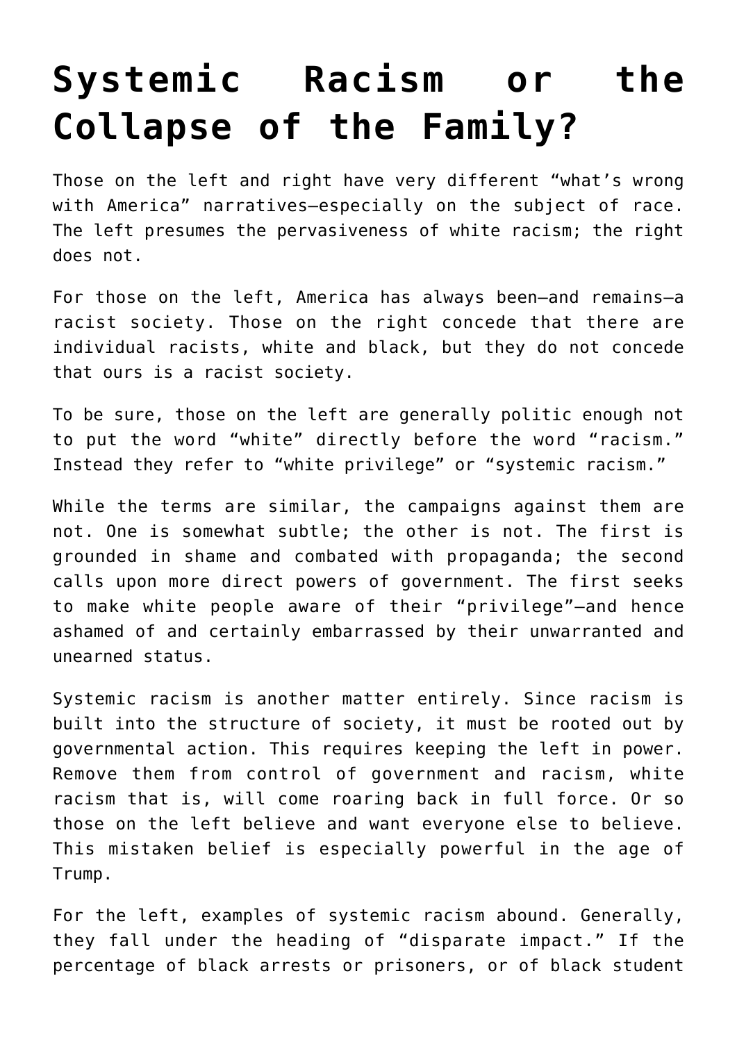# Systemic Racism or the Collapse of the Family?

Those on the left and right have very different "what's wrong with America" narratives—especially on the subject of race. The left presumes the pervasiveness of white racism; the right does not.

For those on the left, America has always been—and remains—a racist society. Those on the right concede that there are individual racists, white and black, but they do not concede that ours is a racist society.

To be sure, those on the left are generally politic enough not to put the word "white" directly before the word "racism." Instead they refer to "white privilege" or "systemic racism."

While the terms are similar, the campaigns against them are not. One is somewhat subtle; the other is not. The first is grounded in shame and combated with propaganda; the second calls upon more direct powers of government. The first seeks to make white people aware of their "privilege"—and hence ashamed of and certainly embarrassed by their unwarranted and unearned status.

Systemic racism is another matter entirely. Since racism is built into the structure of society, it must be rooted out by governmental action. This requires keeping the left in power. Remove them from control of government and racism, white racism that is, will come roaring back in full force. Or so those on the left believe and want everyone else to believe. This mistaken belief is especially powerful in the age of Trump.

For the left, examples of systemic racism abound. Generally, they fall under the heading of "disparate impact." If the percentage of black arrests or prisoners, or of black student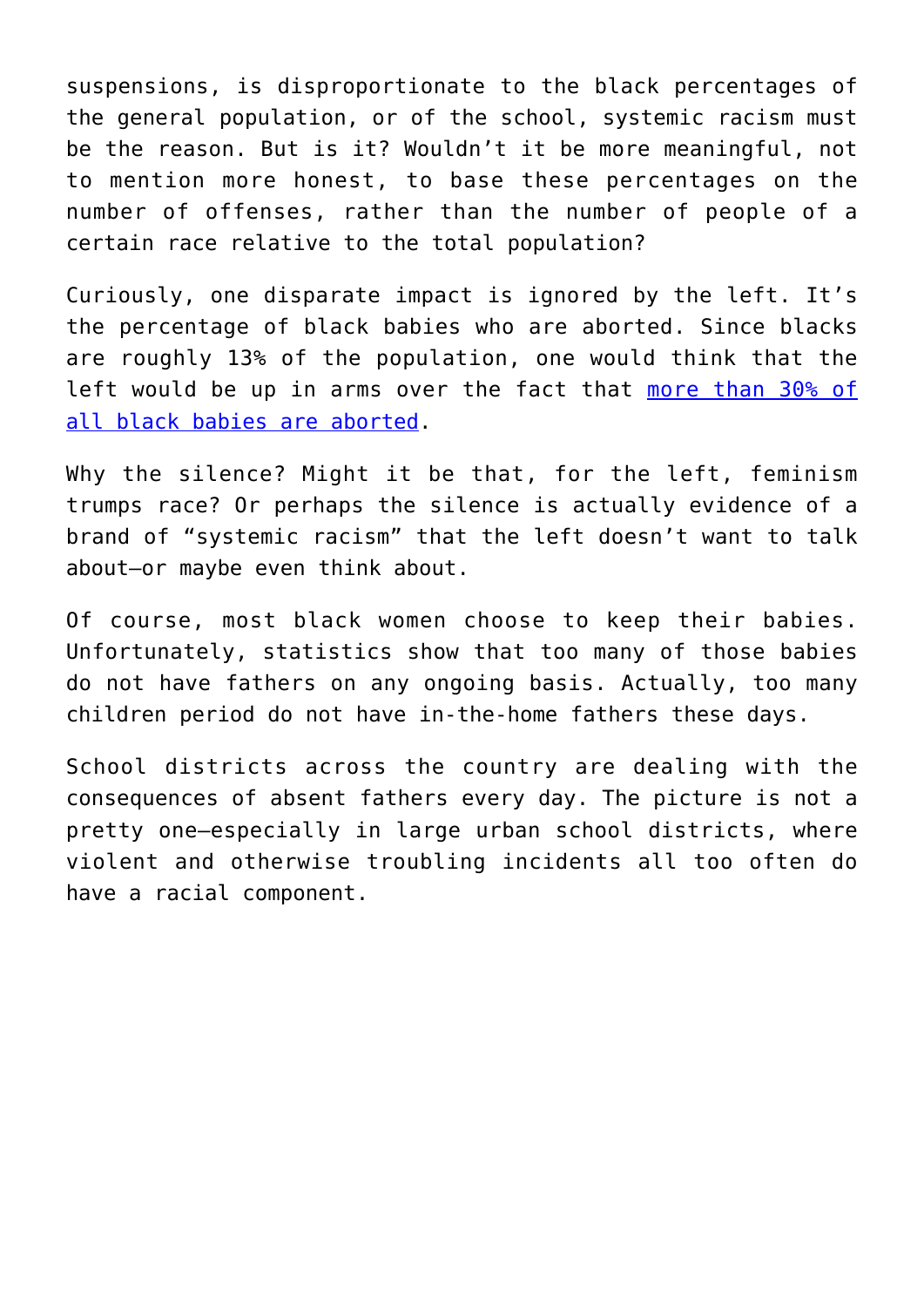suspensions, is disproportionate to the black percentages of the general population, or of the school, systemic racism must be the reason. But is it? Wouldn't it be more meaningful, not to mention more honest, to base these percentages on the number of offenses, rather than the number of people of a certain race relative to the total population?

Curiously, one disparate impact is ignored by the left. It's the percentage of black babies who are aborted. Since blacks are roughly 13% of the population, one would think that the left would be up in arms over the fact that more than 30% of all black babies are aborted.

Why the silence? Might it be that, for the left, feminism trumps race? Or perhaps the silence is actually evidence of a brand of "systemic racism" that the left doesn't want to talk about—or maybe even think about.

Of course, most black women choose to keep their babies. Unfortunately, statistics show that too many of those babies do not have fathers on any ongoing basis. Actually, too many children period do not have in-the-home fathers these days.

School districts across the country are dealing with the consequences of absent fathers every day. The picture is not a pretty one—especially in large urban school districts, where violent and otherwise troubling incidents all too often do have a racial component.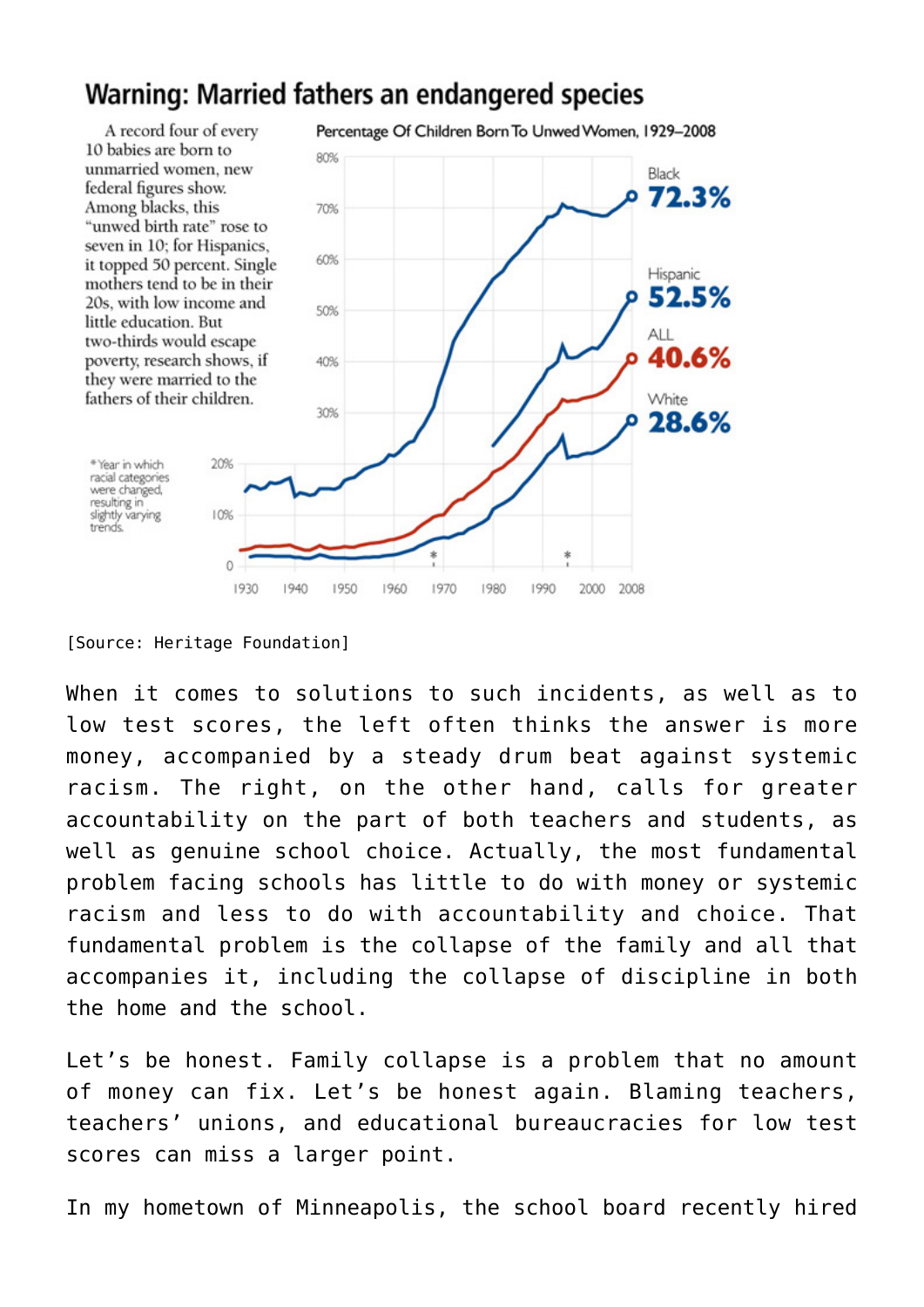## Warning: Married fathers an endangered species

A record four of every 10 babies are born to unmarried women, new federal figures show. Among blacks, this "unwed birth rate" rose to seven in 10; for Hispanics, it topped 50 percent. Single mothers tend to be in their 20s, with low income and little education. But two-thirds would escape poverty, research shows, if they were married to the fathers of their children.

Percentage Of Children Born To Unwed Women, 1929–2008

Black 72.3%

Hispanic 52.5%

ALL 40.6%

White 28.6%

*Year in which racial categories were changed, resulting in slightly varying trends.

[Source: Heritage Foundation]

When it comes to solutions to such incidents, as well as to low test scores, the left often thinks the answer is more money, accompanied by a steady drum beat against systemic racism. The right, on the other hand, calls for greater accountability on the part of both teachers and students, as well as genuine school choice. Actually, the most fundamental problem facing schools has little to do with money or systemic racism and less to do with accountability and choice. That fundamental problem is the collapse of the family and all that accompanies it, including the collapse of discipline in both the home and the school.

Let's be honest. Family collapse is a problem that no amount of money can fix. Let's be honest again. Blaming teachers, teachers' unions, and educational bureaucracies for low test scores can miss a larger point.

In my hometown of Minneapolis, the school board recently hired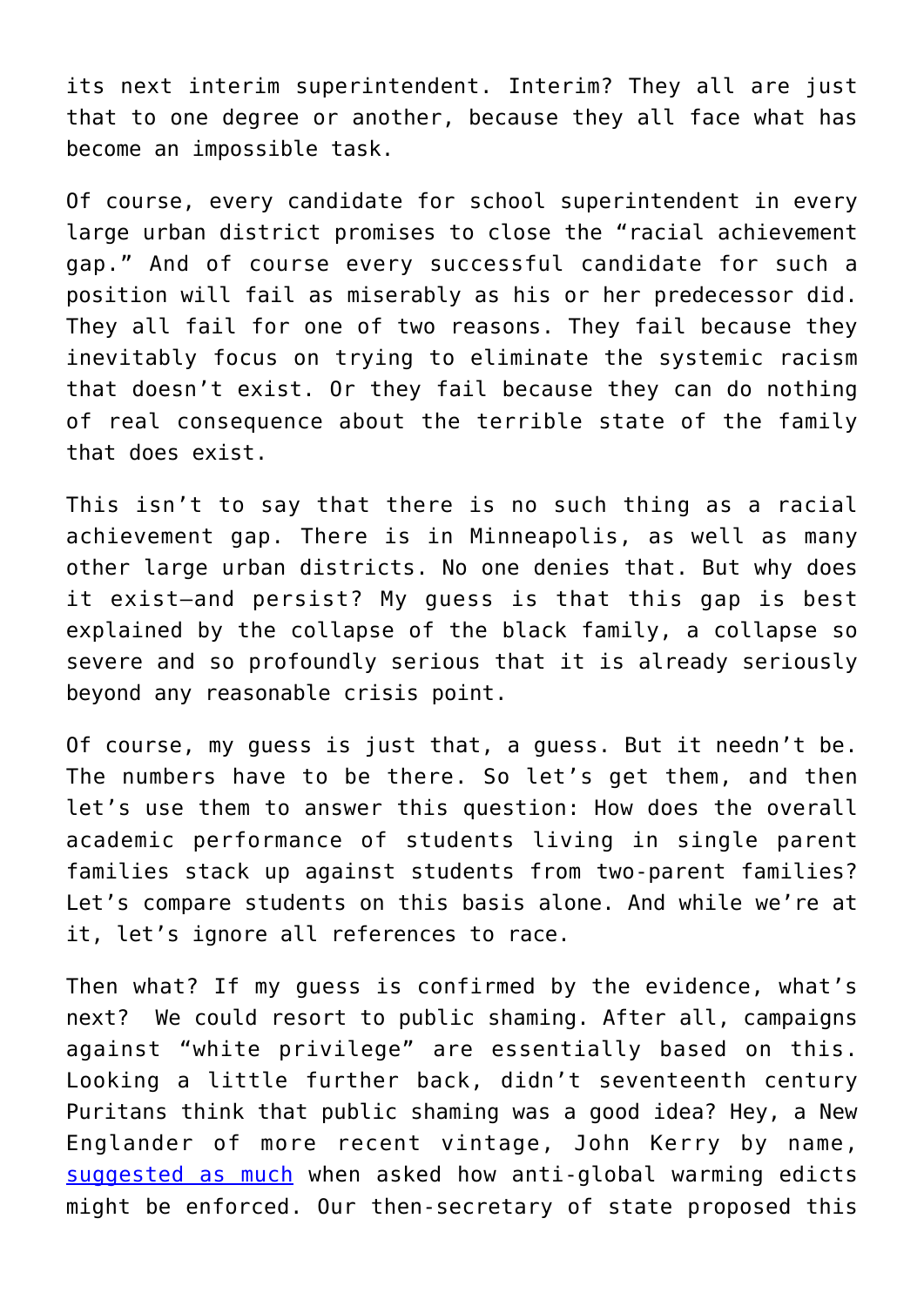its next interim superintendent. Interim? They all are just that to one degree or another, because they all face what has become an impossible task.

Of course, every candidate for school superintendent in every large urban district promises to close the "racial achievement gap." And of course every successful candidate for such a position will fail as miserably as his or her predecessor did. They all fail for one of two reasons. They fail because they inevitably focus on trying to eliminate the systemic racism that doesn't exist. Or they fail because they can do nothing of real consequence about the terrible state of the family that does exist.

This isn't to say that there is no such thing as a racial achievement gap. There is in Minneapolis, as well as many other large urban districts. No one denies that. But why does it exist—and persist? My guess is that this gap is best explained by the collapse of the black family, a collapse so severe and so profoundly serious that it is already seriously beyond any reasonable crisis point.

Of course, my guess is just that, a guess. But it needn't be. The numbers have to be there. So let's get them, and then let's use them to answer this question: How does the overall academic performance of students living in single parent families stack up against students from two-parent families? Let's compare students on this basis alone. And while we're at it, let's ignore all references to race.

Then what? If my guess is confirmed by the evidence, what's next? We could resort to public shaming. After all, campaigns against "white privilege" are essentially based on this. Looking a little further back, didn't seventeenth century Puritans think that public shaming was a good idea? Hey, a New Englander of more recent vintage, John Kerry by name, suggested as much when asked how anti-global warming edicts might be enforced. Our then-secretary of state proposed this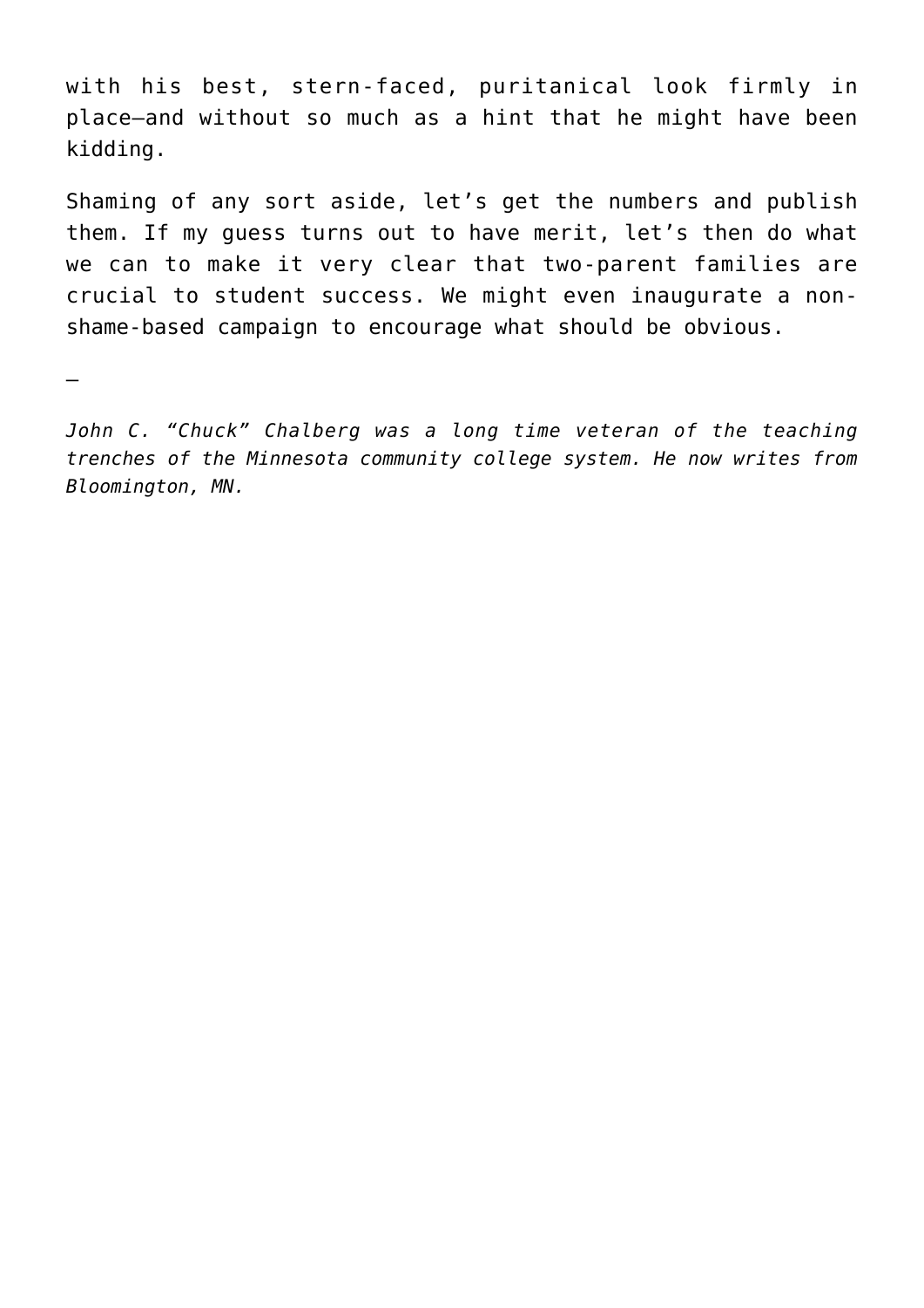with his best, stern-faced, puritanical look firmly in place—and without so much as a hint that he might have been kidding.

Shaming of any sort aside, let's get the numbers and publish them. If my guess turns out to have merit, let's then do what we can to make it very clear that two-parent families are crucial to student success. We might even inaugurate a non-shame-based campaign to encourage what should be obvious.

—

*John C. "Chuck" Chalberg was a long time veteran of the teaching trenches of the Minnesota community college system. He now writes from Bloomington, MN.*